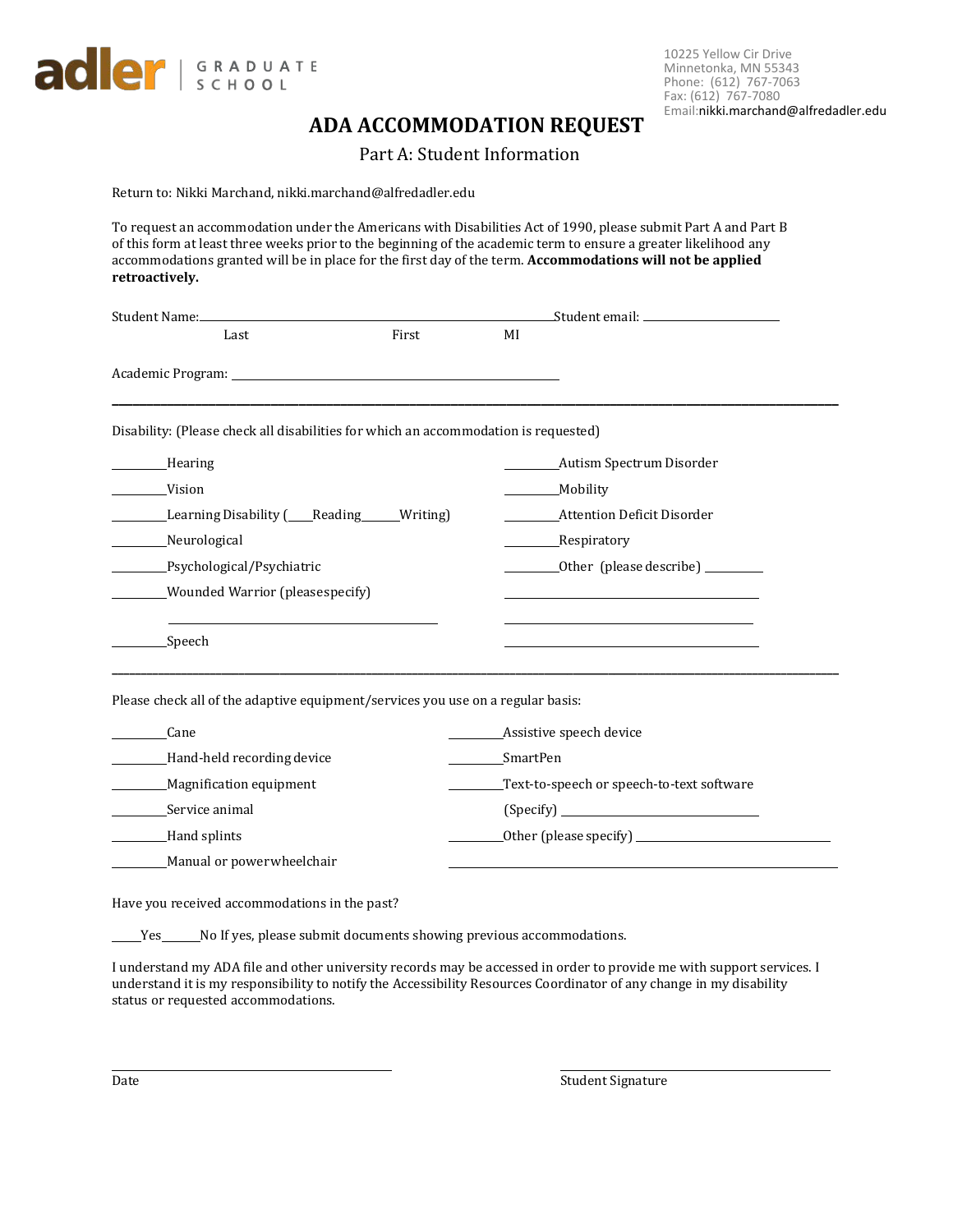adler | GRADUATE SCHOOL

10225 Yellow Cir Drive
Minnetonka, MN 55343
Phone: (612) 767-7063
Fax: (612) 767-7080
Email: nikki.marchand@alfredadler.edu

# ADA ACCOMMODATION REQUEST

## Part A: Student Information

Return to: Nikki Marchand, nikki.marchand@alfredadler.edu

To request an accommodation under the Americans with Disabilities Act of 1990, please submit Part A and Part B of this form at least three weeks prior to the beginning of the academic term to ensure a greater likelihood any accommodations granted will be in place for the first day of the term. **Accommodations will not be applied retroactively.**

Student Name: ______________________________ Student email: ______________
Last First MI

Academic Program: ______________________________

---

Disability: (Please check all disabilities for which an accommodation is requested)

_______ Hearing

_______ Vision

_______ Learning Disability (___Reading_____Writing)

_______ Neurological

_______ Psychological/Psychiatric

_______ Wounded Warrior (please specify)

______________________________

_______ Speech

_______ Autism Spectrum Disorder

_______ Mobility

_______ Attention Deficit Disorder

_______ Respiratory

_______ Other (please describe) _______

______________________________

______________________________

______________________________

---

Please check all of the adaptive equipment/services you use on a regular basis:

_______ Cane

_______ Hand-held recording device

_______ Magnification equipment

_______ Service animal

_______ Hand splints

_______ Manual or power wheelchair

_______ Assistive speech device

_______ SmartPen

_______ Text-to-speech or speech-to-text software

(Specify) ______________________

_______ Other (please specify) ______________________

______________________________

Have you received accommodations in the past?

____Yes_____No If yes, please submit documents showing previous accommodations.

I understand my ADA file and other university records may be accessed in order to provide me with support services. I understand it is my responsibility to notify the Accessibility Resources Coordinator of any change in my disability status or requested accommodations.

______________________________ ______________________________
Date Student Signature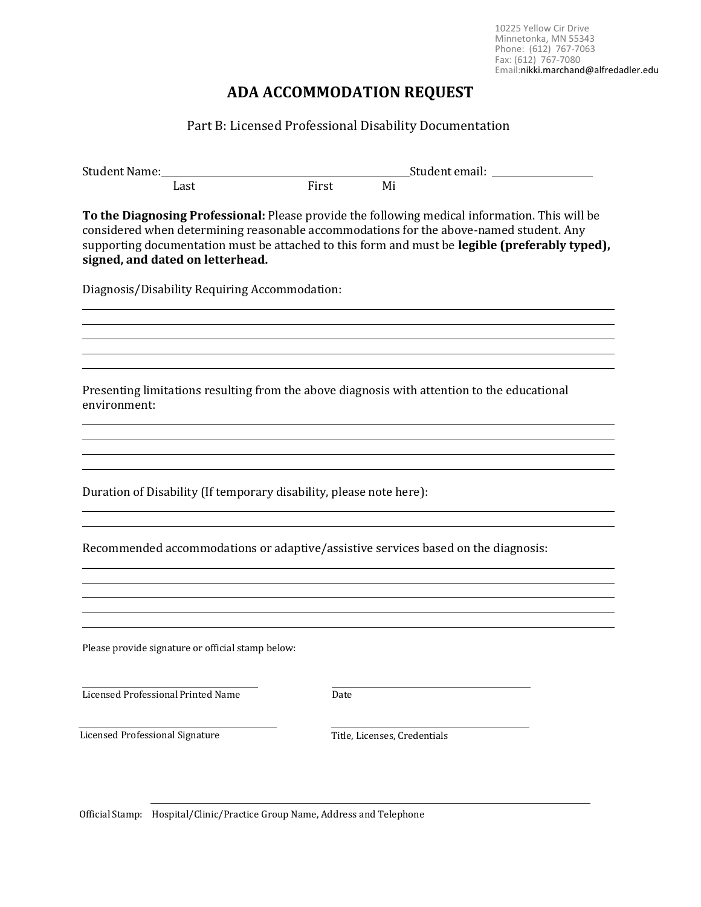10225 Yellow Cir Drive
Minnetonka, MN 55343
Phone: (612) 767-7063
Fax: (612) 767-7080
Email:nikki.marchand@alfredadler.edu

# ADA ACCOMMODATION REQUEST

Part B: Licensed Professional Disability Documentation

Student Name: ______________________________ Student email: ______________
Last First Mi

**To the Diagnosing Professional:** Please provide the following medical information. This will be considered when determining reasonable accommodations for the above-named student. Any supporting documentation must be attached to this form and must be **legible (preferably typed), signed, and dated on letterhead.**

Diagnosis/Disability Requiring Accommodation:

Presenting limitations resulting from the above diagnosis with attention to the educational environment:

Duration of Disability (If temporary disability, please note here):

Recommended accommodations or adaptive/assistive services based on the diagnosis:

Please provide signature or official stamp below:

Licensed Professional Printed Name

Date

Licensed Professional Signature

Title, Licenses, Credentials

Official Stamp: Hospital/Clinic/Practice Group Name, Address and Telephone